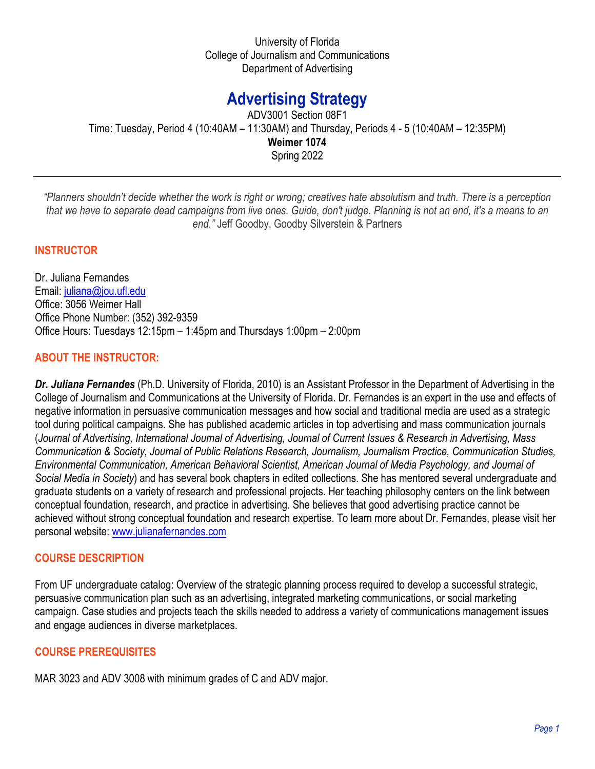University of Florida
College of Journalism and Communications
Department of Advertising

# Advertising Strategy

ADV3001 Section 08F1
Time: Tuesday, Period 4 (10:40AM – 11:30AM) and Thursday, Periods 4 - 5 (10:40AM – 12:35PM)
**Weimer 1074**
Spring 2022

---

*"Planners shouldn't decide whether the work is right or wrong; creatives hate absolutism and truth. There is a perception that we have to separate dead campaigns from live ones. Guide, don't judge. Planning is not an end, it's a means to an end."* Jeff Goodby, Goodby Silverstein & Partners

## INSTRUCTOR

Dr. Juliana Fernandes
Email: juliana@jou.ufl.edu
Office: 3056 Weimer Hall
Office Phone Number: (352) 392-9359
Office Hours: Tuesdays 12:15pm – 1:45pm and Thursdays 1:00pm – 2:00pm

## ABOUT THE INSTRUCTOR:

***Dr. Juliana Fernandes*** (Ph.D. University of Florida, 2010) is an Assistant Professor in the Department of Advertising in the College of Journalism and Communications at the University of Florida. Dr. Fernandes is an expert in the use and effects of negative information in persuasive communication messages and how social and traditional media are used as a strategic tool during political campaigns. She has published academic articles in top advertising and mass communication journals (*Journal of Advertising, International Journal of Advertising, Journal of Current Issues & Research in Advertising, Mass Communication & Society, Journal of Public Relations Research, Journalism, Journalism Practice, Communication Studies, Environmental Communication, American Behavioral Scientist, American Journal of Media Psychology, and Journal of Social Media in Society*) and has several book chapters in edited collections. She has mentored several undergraduate and graduate students on a variety of research and professional projects. Her teaching philosophy centers on the link between conceptual foundation, research, and practice in advertising. She believes that good advertising practice cannot be achieved without strong conceptual foundation and research expertise. To learn more about Dr. Fernandes, please visit her personal website: www.julianafernandes.com

## COURSE DESCRIPTION

From UF undergraduate catalog: Overview of the strategic planning process required to develop a successful strategic, persuasive communication plan such as an advertising, integrated marketing communications, or social marketing campaign. Case studies and projects teach the skills needed to address a variety of communications management issues and engage audiences in diverse marketplaces.

## COURSE PREREQUISITES

MAR 3023 and ADV 3008 with minimum grades of C and ADV major.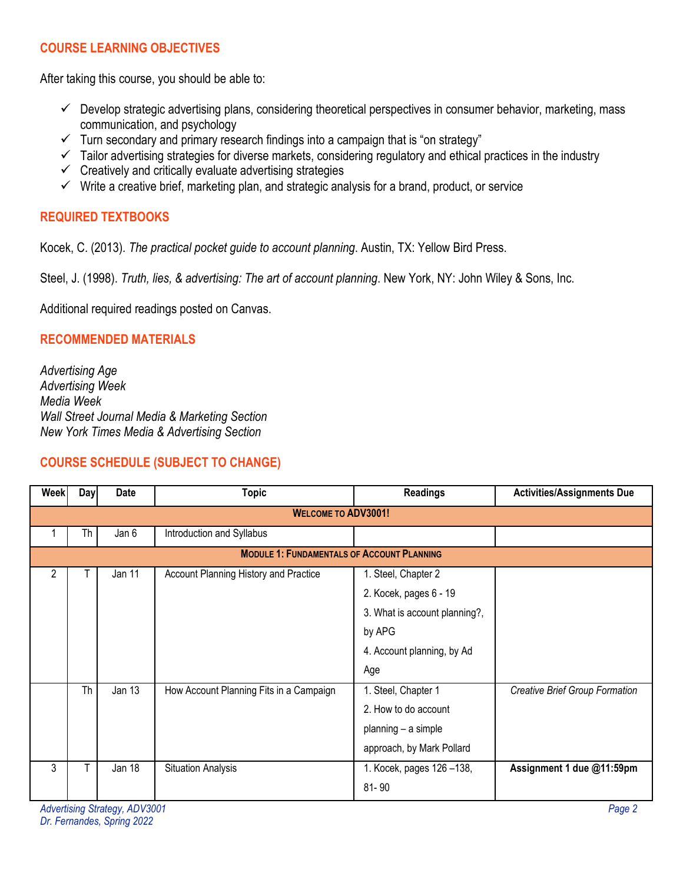## COURSE LEARNING OBJECTIVES

After taking this course, you should be able to:

- ✓ Develop strategic advertising plans, considering theoretical perspectives in consumer behavior, marketing, mass communication, and psychology
- ✓ Turn secondary and primary research findings into a campaign that is "on strategy"
- ✓ Tailor advertising strategies for diverse markets, considering regulatory and ethical practices in the industry
- ✓ Creatively and critically evaluate advertising strategies
- ✓ Write a creative brief, marketing plan, and strategic analysis for a brand, product, or service

## REQUIRED TEXTBOOKS

Kocek, C. (2013). *The practical pocket guide to account planning*. Austin, TX: Yellow Bird Press.

Steel, J. (1998). *Truth, lies, & advertising: The art of account planning*. New York, NY: John Wiley & Sons, Inc.

Additional required readings posted on Canvas.

## RECOMMENDED MATERIALS

*Advertising Age*
*Advertising Week*
*Media Week*
*Wall Street Journal Media & Marketing Section*
*New York Times Media & Advertising Section*

## COURSE SCHEDULE (SUBJECT TO CHANGE)

| Week | Day | Date | Topic | Readings | Activities/Assignments Due |
|---|---|---|---|---|---|
| **WELCOME TO ADV3001!** | | | | | |
| 1 | Th | Jan 6 | Introduction and Syllabus | | |
| **MODULE 1: FUNDAMENTALS OF ACCOUNT PLANNING** | | | | | |
| 2 | T | Jan 11 | Account Planning History and Practice | 1. Steel, Chapter 2<br>2. Kocek, pages 6 - 19<br>3. What is account planning?, by APG<br>4. Account planning, by Ad Age | |
| | Th | Jan 13 | How Account Planning Fits in a Campaign | 1. Steel, Chapter 1<br>2. How to do account planning – a simple approach, by Mark Pollard | *Creative Brief Group Formation* |
| 3 | T | Jan 18 | Situation Analysis | 1. Kocek, pages 126 –138, 81- 90 | **Assignment 1 due @11:59pm** |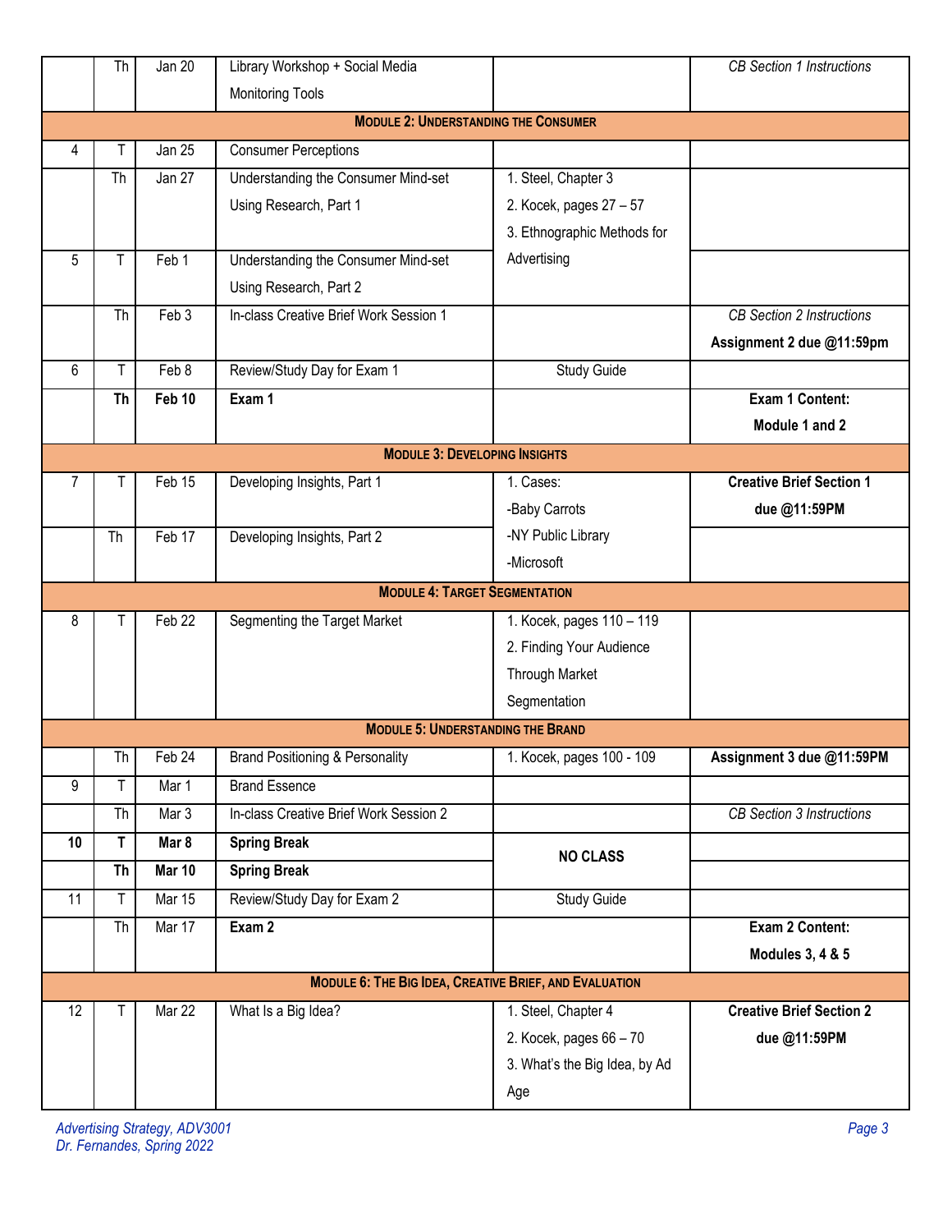| | | | | | |
|---|---|---|---|---|---|
| | Th | Jan 20 | Library Workshop + Social Media Monitoring Tools | | *CB Section 1 Instructions* |
| **MODULE 2: UNDERSTANDING THE CONSUMER** | | | | | |
| 4 | T | Jan 25 | Consumer Perceptions | | |
| | Th | Jan 27 | Understanding the Consumer Mind-set Using Research, Part 1 | 1. Steel, Chapter 3<br>2. Kocek, pages 27 – 57<br>3. Ethnographic Methods for Advertising | |
| 5 | T | Feb 1 | Understanding the Consumer Mind-set Using Research, Part 2 | | |
| | Th | Feb 3 | In-class Creative Brief Work Session 1 | | *CB Section 2 Instructions*<br>**Assignment 2 due @11:59pm** |
| 6 | T | Feb 8 | Review/Study Day for Exam 1 | Study Guide | |
| | **Th** | **Feb 10** | **Exam 1** | | **Exam 1 Content: Module 1 and 2** |
| **MODULE 3: DEVELOPING INSIGHTS** | | | | | |
| 7 | T | Feb 15 | Developing Insights, Part 1 | 1. Cases:<br>-Baby Carrots<br>-NY Public Library<br>-Microsoft | **Creative Brief Section 1 due @11:59PM** |
| | Th | Feb 17 | Developing Insights, Part 2 | | |
| **MODULE 4: TARGET SEGMENTATION** | | | | | |
| 8 | T | Feb 22 | Segmenting the Target Market | 1. Kocek, pages 110 – 119<br>2. Finding Your Audience Through Market Segmentation | |
| **MODULE 5: UNDERSTANDING THE BRAND** | | | | | |
| | Th | Feb 24 | Brand Positioning & Personality | 1. Kocek, pages 100 - 109 | **Assignment 3 due @11:59PM** |
| 9 | T | Mar 1 | Brand Essence | | |
| | Th | Mar 3 | In-class Creative Brief Work Session 2 | | *CB Section 3 Instructions* |
| **10** | **T** | **Mar 8** | **Spring Break** | **NO CLASS** | |
| | **Th** | **Mar 10** | **Spring Break** | | |
| 11 | T | Mar 15 | Review/Study Day for Exam 2 | Study Guide | |
| | Th | Mar 17 | **Exam 2** | | **Exam 2 Content: Modules 3, 4 & 5** |
| **MODULE 6: THE BIG IDEA, CREATIVE BRIEF, AND EVALUATION** | | | | | |
| 12 | T | Mar 22 | What Is a Big Idea? | 1. Steel, Chapter 4<br>2. Kocek, pages 66 – 70<br>3. What's the Big Idea, by Ad Age | **Creative Brief Section 2 due @11:59PM** |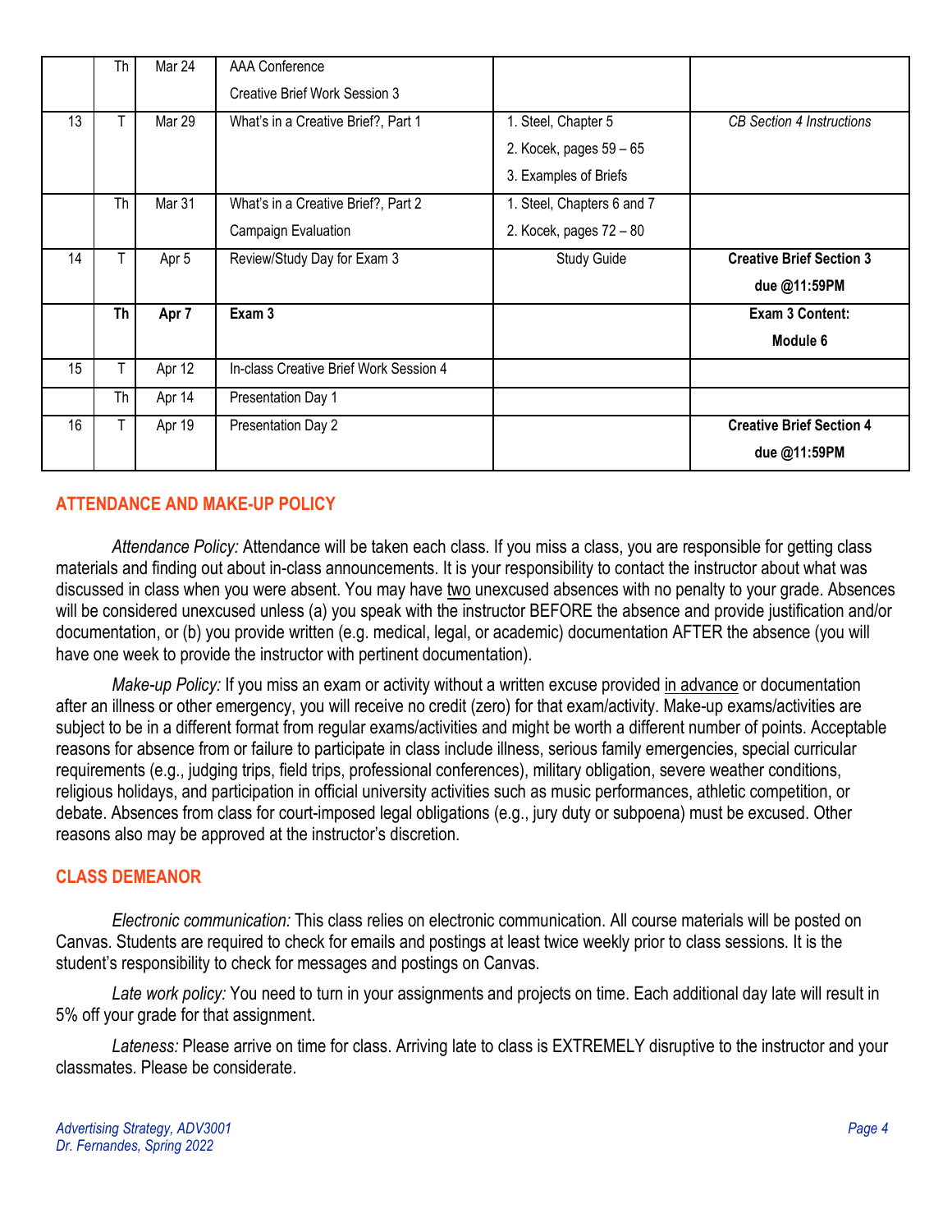| | Th | Mar 24 | AAA Conference<br>Creative Brief Work Session 3 | | |
|---|---|---|---|---|---|
| 13 | T | Mar 29 | What's in a Creative Brief?, Part 1 | 1. Steel, Chapter 5<br>2. Kocek, pages 59 – 65<br>3. Examples of Briefs | *CB Section 4 Instructions* |
| | Th | Mar 31 | What's in a Creative Brief?, Part 2<br>Campaign Evaluation | 1. Steel, Chapters 6 and 7<br>2. Kocek, pages 72 – 80 | |
| 14 | T | Apr 5 | Review/Study Day for Exam 3 | Study Guide | **Creative Brief Section 3 due @11:59PM** |
| | **Th** | **Apr 7** | **Exam 3** | | **Exam 3 Content: Module 6** |
| 15 | T | Apr 12 | In-class Creative Brief Work Session 4 | | |
| | Th | Apr 14 | Presentation Day 1 | | |
| 16 | T | Apr 19 | Presentation Day 2 | | **Creative Brief Section 4 due @11:59PM** |

## ATTENDANCE AND MAKE-UP POLICY

*Attendance Policy:* Attendance will be taken each class. If you miss a class, you are responsible for getting class materials and finding out about in-class announcements. It is your responsibility to contact the instructor about what was discussed in class when you were absent. You may have two unexcused absences with no penalty to your grade. Absences will be considered unexcused unless (a) you speak with the instructor BEFORE the absence and provide justification and/or documentation, or (b) you provide written (e.g. medical, legal, or academic) documentation AFTER the absence (you will have one week to provide the instructor with pertinent documentation).

*Make-up Policy:* If you miss an exam or activity without a written excuse provided in advance or documentation after an illness or other emergency, you will receive no credit (zero) for that exam/activity. Make-up exams/activities are subject to be in a different format from regular exams/activities and might be worth a different number of points. Acceptable reasons for absence from or failure to participate in class include illness, serious family emergencies, special curricular requirements (e.g., judging trips, field trips, professional conferences), military obligation, severe weather conditions, religious holidays, and participation in official university activities such as music performances, athletic competition, or debate. Absences from class for court-imposed legal obligations (e.g., jury duty or subpoena) must be excused. Other reasons also may be approved at the instructor's discretion.

## CLASS DEMEANOR

*Electronic communication:* This class relies on electronic communication. All course materials will be posted on Canvas. Students are required to check for emails and postings at least twice weekly prior to class sessions. It is the student's responsibility to check for messages and postings on Canvas.

*Late work policy:* You need to turn in your assignments and projects on time. Each additional day late will result in 5% off your grade for that assignment.

*Lateness:* Please arrive on time for class. Arriving late to class is EXTREMELY disruptive to the instructor and your classmates. Please be considerate.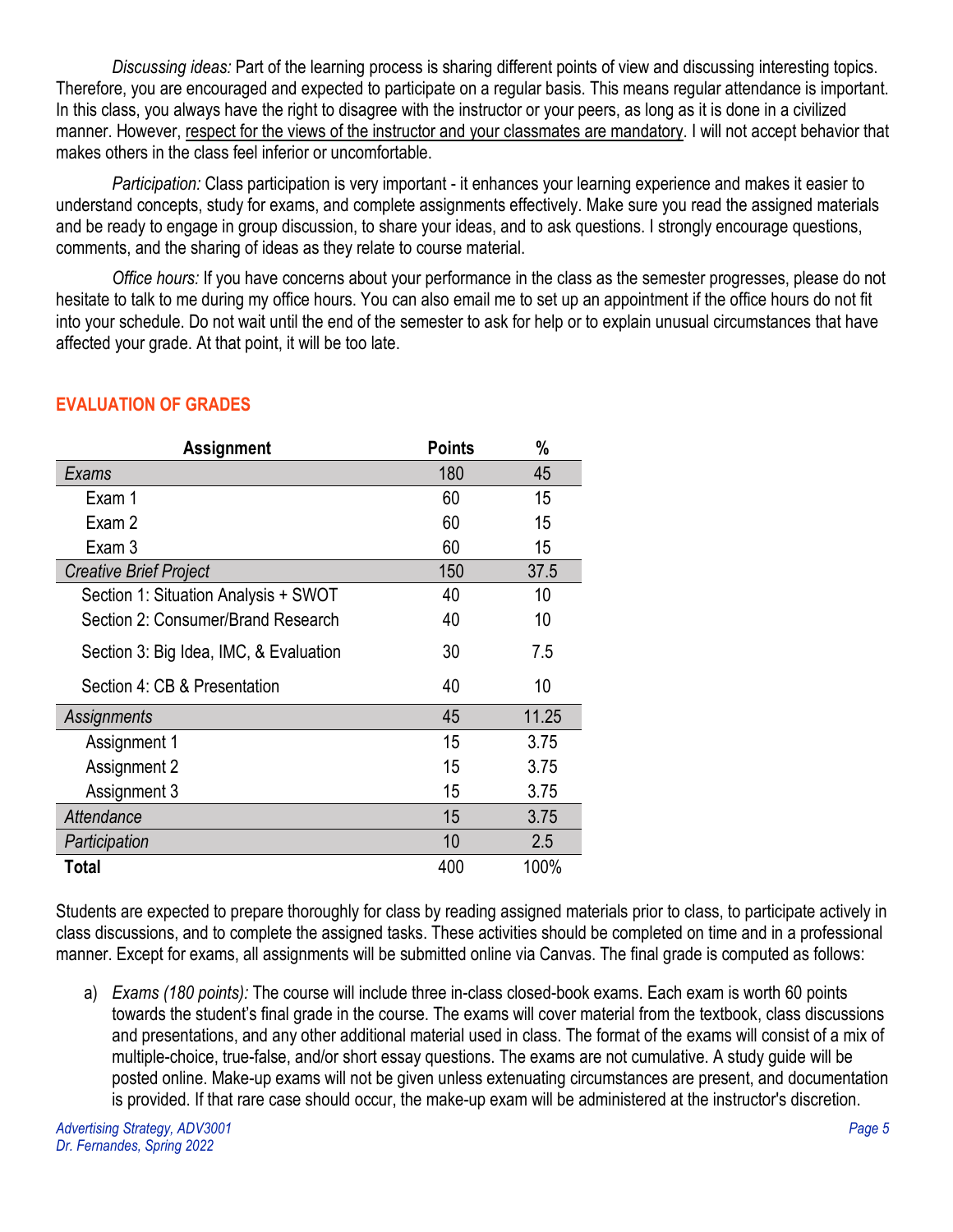*Discussing ideas:* Part of the learning process is sharing different points of view and discussing interesting topics. Therefore, you are encouraged and expected to participate on a regular basis. This means regular attendance is important. In this class, you always have the right to disagree with the instructor or your peers, as long as it is done in a civilized manner. However, <u>respect for the views of the instructor and your classmates are mandatory</u>. I will not accept behavior that makes others in the class feel inferior or uncomfortable.

*Participation:* Class participation is very important - it enhances your learning experience and makes it easier to understand concepts, study for exams, and complete assignments effectively. Make sure you read the assigned materials and be ready to engage in group discussion, to share your ideas, and to ask questions. I strongly encourage questions, comments, and the sharing of ideas as they relate to course material.

*Office hours:* If you have concerns about your performance in the class as the semester progresses, please do not hesitate to talk to me during my office hours. You can also email me to set up an appointment if the office hours do not fit into your schedule. Do not wait until the end of the semester to ask for help or to explain unusual circumstances that have affected your grade. At that point, it will be too late.

## EVALUATION OF GRADES

| Assignment | Points | % |
|---|---|---|
| *Exams* | 180 | 45 |
| Exam 1 | 60 | 15 |
| Exam 2 | 60 | 15 |
| Exam 3 | 60 | 15 |
| *Creative Brief Project* | 150 | 37.5 |
| Section 1: Situation Analysis + SWOT | 40 | 10 |
| Section 2: Consumer/Brand Research | 40 | 10 |
| Section 3: Big Idea, IMC, & Evaluation | 30 | 7.5 |
| Section 4: CB & Presentation | 40 | 10 |
| *Assignments* | 45 | 11.25 |
| Assignment 1 | 15 | 3.75 |
| Assignment 2 | 15 | 3.75 |
| Assignment 3 | 15 | 3.75 |
| *Attendance* | 15 | 3.75 |
| *Participation* | 10 | 2.5 |
| **Total** | 400 | 100% |

Students are expected to prepare thoroughly for class by reading assigned materials prior to class, to participate actively in class discussions, and to complete the assigned tasks. These activities should be completed on time and in a professional manner. Except for exams, all assignments will be submitted online via Canvas. The final grade is computed as follows:

a) *Exams (180 points):* The course will include three in-class closed-book exams. Each exam is worth 60 points towards the student's final grade in the course. The exams will cover material from the textbook, class discussions and presentations, and any other additional material used in class. The format of the exams will consist of a mix of multiple-choice, true-false, and/or short essay questions. The exams are not cumulative. A study guide will be posted online. Make-up exams will not be given unless extenuating circumstances are present, and documentation is provided. If that rare case should occur, the make-up exam will be administered at the instructor's discretion.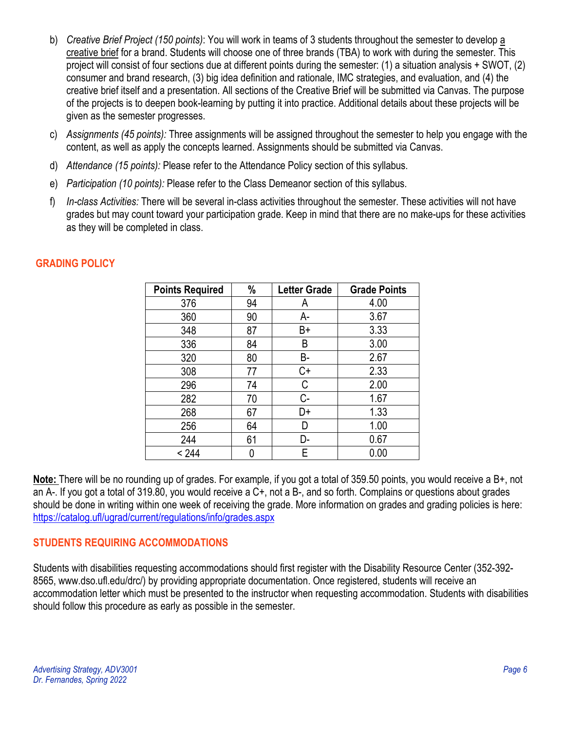b) *Creative Brief Project (150 points)*: You will work in teams of 3 students throughout the semester to develop a creative brief for a brand. Students will choose one of three brands (TBA) to work with during the semester. This project will consist of four sections due at different points during the semester: (1) a situation analysis + SWOT, (2) consumer and brand research, (3) big idea definition and rationale, IMC strategies, and evaluation, and (4) the creative brief itself and a presentation. All sections of the Creative Brief will be submitted via Canvas. The purpose of the projects is to deepen book-learning by putting it into practice. Additional details about these projects will be given as the semester progresses.

c) *Assignments (45 points):* Three assignments will be assigned throughout the semester to help you engage with the content, as well as apply the concepts learned. Assignments should be submitted via Canvas.

d) *Attendance (15 points):* Please refer to the Attendance Policy section of this syllabus.

e) *Participation (10 points):* Please refer to the Class Demeanor section of this syllabus.

f) *In-class Activities:* There will be several in-class activities throughout the semester. These activities will not have grades but may count toward your participation grade. Keep in mind that there are no make-ups for these activities as they will be completed in class.

## GRADING POLICY

| Points Required | % | Letter Grade | Grade Points |
|---|---|---|---|
| 376 | 94 | A | 4.00 |
| 360 | 90 | A- | 3.67 |
| 348 | 87 | B+ | 3.33 |
| 336 | 84 | B | 3.00 |
| 320 | 80 | B- | 2.67 |
| 308 | 77 | C+ | 2.33 |
| 296 | 74 | C | 2.00 |
| 282 | 70 | C- | 1.67 |
| 268 | 67 | D+ | 1.33 |
| 256 | 64 | D | 1.00 |
| 244 | 61 | D- | 0.67 |
| < 244 | 0 | E | 0.00 |

**Note:** There will be no rounding up of grades. For example, if you got a total of 359.50 points, you would receive a B+, not an A-. If you got a total of 319.80, you would receive a C+, not a B-, and so forth. Complains or questions about grades should be done in writing within one week of receiving the grade. More information on grades and grading policies is here: https://catalog.ufl/ugrad/current/regulations/info/grades.aspx

## STUDENTS REQUIRING ACCOMMODATIONS

Students with disabilities requesting accommodations should first register with the Disability Resource Center (352-392-8565, www.dso.ufl.edu/drc/) by providing appropriate documentation. Once registered, students will receive an accommodation letter which must be presented to the instructor when requesting accommodation. Students with disabilities should follow this procedure as early as possible in the semester.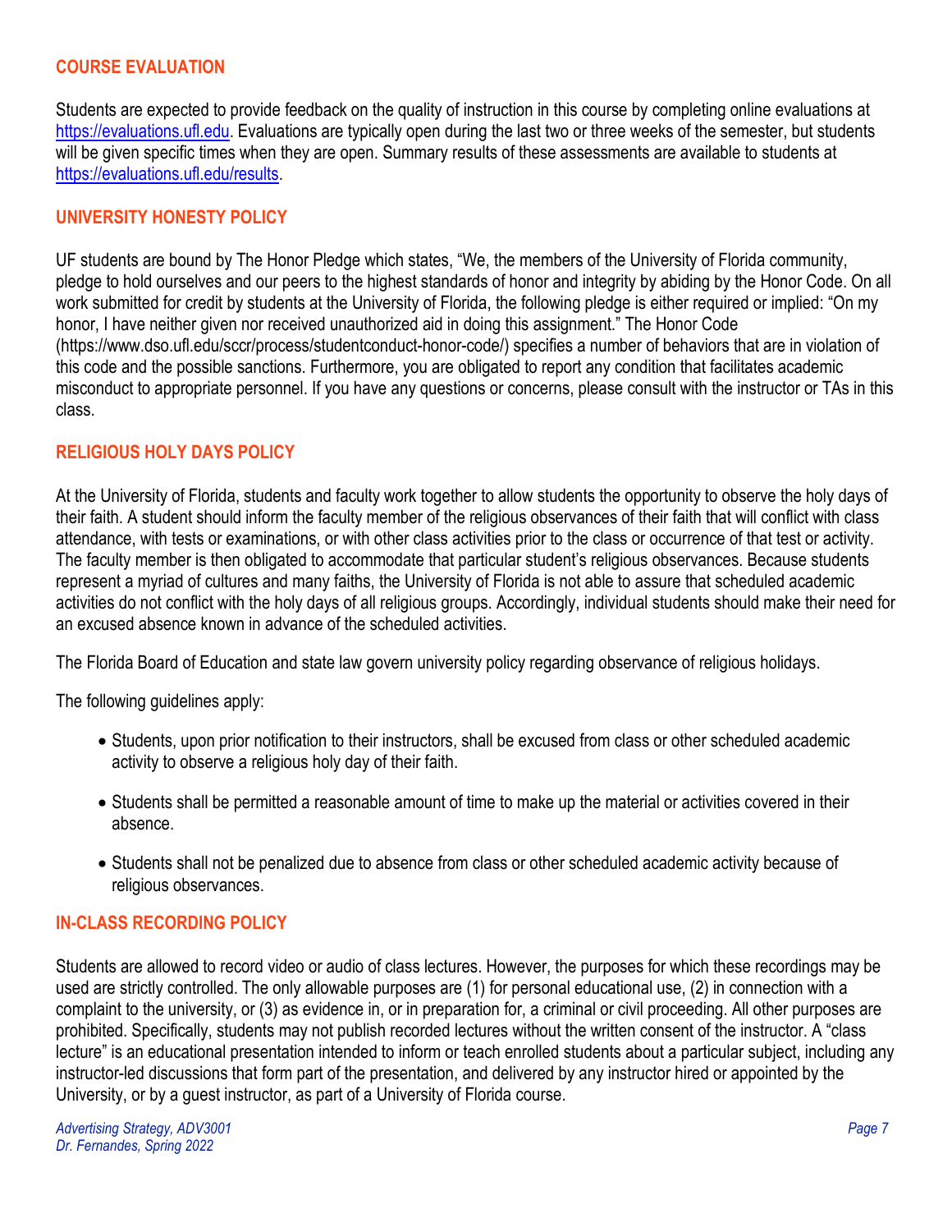## COURSE EVALUATION

Students are expected to provide feedback on the quality of instruction in this course by completing online evaluations at https://evaluations.ufl.edu. Evaluations are typically open during the last two or three weeks of the semester, but students will be given specific times when they are open. Summary results of these assessments are available to students at https://evaluations.ufl.edu/results.

## UNIVERSITY HONESTY POLICY

UF students are bound by The Honor Pledge which states, "We, the members of the University of Florida community, pledge to hold ourselves and our peers to the highest standards of honor and integrity by abiding by the Honor Code. On all work submitted for credit by students at the University of Florida, the following pledge is either required or implied: "On my honor, I have neither given nor received unauthorized aid in doing this assignment." The Honor Code (https://www.dso.ufl.edu/sccr/process/studentconduct-honor-code/) specifies a number of behaviors that are in violation of this code and the possible sanctions. Furthermore, you are obligated to report any condition that facilitates academic misconduct to appropriate personnel. If you have any questions or concerns, please consult with the instructor or TAs in this class.

## RELIGIOUS HOLY DAYS POLICY

At the University of Florida, students and faculty work together to allow students the opportunity to observe the holy days of their faith. A student should inform the faculty member of the religious observances of their faith that will conflict with class attendance, with tests or examinations, or with other class activities prior to the class or occurrence of that test or activity. The faculty member is then obligated to accommodate that particular student's religious observances. Because students represent a myriad of cultures and many faiths, the University of Florida is not able to assure that scheduled academic activities do not conflict with the holy days of all religious groups. Accordingly, individual students should make their need for an excused absence known in advance of the scheduled activities.

The Florida Board of Education and state law govern university policy regarding observance of religious holidays.

The following guidelines apply:

- Students, upon prior notification to their instructors, shall be excused from class or other scheduled academic activity to observe a religious holy day of their faith.
- Students shall be permitted a reasonable amount of time to make up the material or activities covered in their absence.
- Students shall not be penalized due to absence from class or other scheduled academic activity because of religious observances.

## IN-CLASS RECORDING POLICY

Students are allowed to record video or audio of class lectures. However, the purposes for which these recordings may be used are strictly controlled. The only allowable purposes are (1) for personal educational use, (2) in connection with a complaint to the university, or (3) as evidence in, or in preparation for, a criminal or civil proceeding. All other purposes are prohibited. Specifically, students may not publish recorded lectures without the written consent of the instructor. A "class lecture" is an educational presentation intended to inform or teach enrolled students about a particular subject, including any instructor-led discussions that form part of the presentation, and delivered by any instructor hired or appointed by the University, or by a guest instructor, as part of a University of Florida course.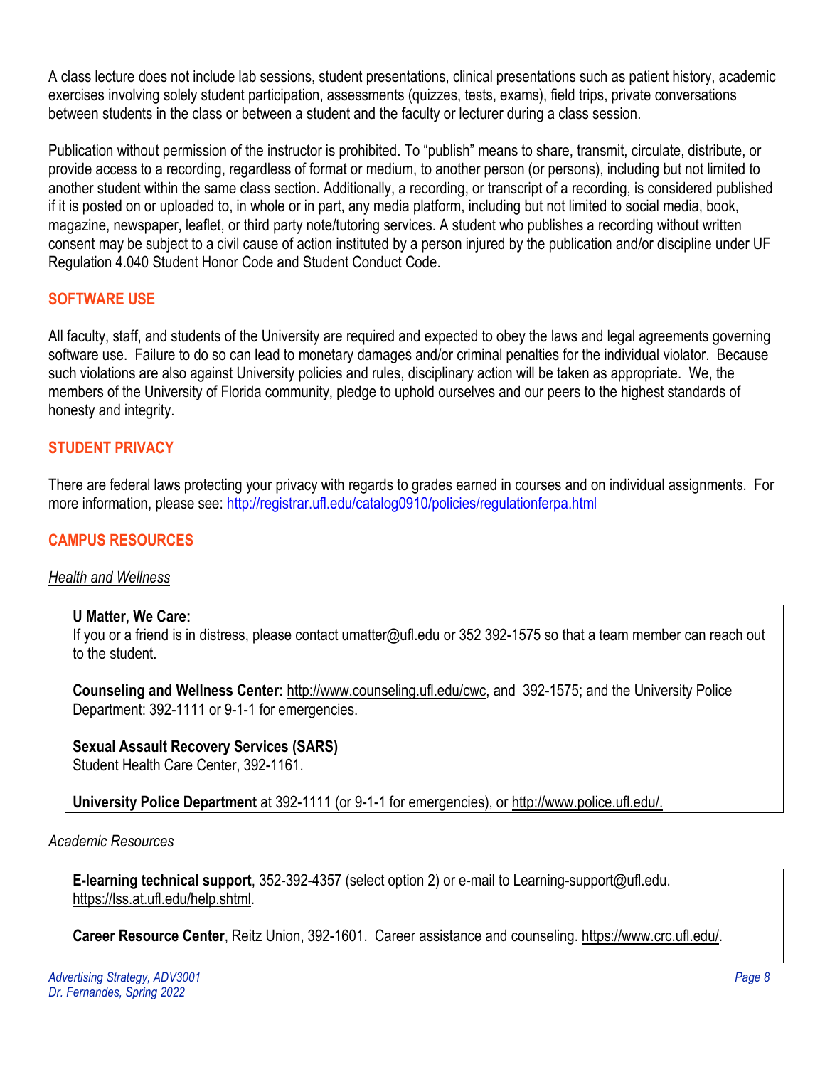A class lecture does not include lab sessions, student presentations, clinical presentations such as patient history, academic exercises involving solely student participation, assessments (quizzes, tests, exams), field trips, private conversations between students in the class or between a student and the faculty or lecturer during a class session.

Publication without permission of the instructor is prohibited. To "publish" means to share, transmit, circulate, distribute, or provide access to a recording, regardless of format or medium, to another person (or persons), including but not limited to another student within the same class section. Additionally, a recording, or transcript of a recording, is considered published if it is posted on or uploaded to, in whole or in part, any media platform, including but not limited to social media, book, magazine, newspaper, leaflet, or third party note/tutoring services. A student who publishes a recording without written consent may be subject to a civil cause of action instituted by a person injured by the publication and/or discipline under UF Regulation 4.040 Student Honor Code and Student Conduct Code.

## SOFTWARE USE

All faculty, staff, and students of the University are required and expected to obey the laws and legal agreements governing software use. Failure to do so can lead to monetary damages and/or criminal penalties for the individual violator. Because such violations are also against University policies and rules, disciplinary action will be taken as appropriate. We, the members of the University of Florida community, pledge to uphold ourselves and our peers to the highest standards of honesty and integrity.

## STUDENT PRIVACY

There are federal laws protecting your privacy with regards to grades earned in courses and on individual assignments. For more information, please see: http://registrar.ufl.edu/catalog0910/policies/regulationferpa.html

## CAMPUS RESOURCES

*Health and Wellness*

**U Matter, We Care:**
If you or a friend is in distress, please contact umatter@ufl.edu or 352 392-1575 so that a team member can reach out to the student.

**Counseling and Wellness Center:** http://www.counseling.ufl.edu/cwc, and 392-1575; and the University Police Department: 392-1111 or 9-1-1 for emergencies.

**Sexual Assault Recovery Services (SARS)**
Student Health Care Center, 392-1161.

**University Police Department** at 392-1111 (or 9-1-1 for emergencies), or http://www.police.ufl.edu/.

*Academic Resources*

**E-learning technical support**, 352-392-4357 (select option 2) or e-mail to Learning-support@ufl.edu. https://lss.at.ufl.edu/help.shtml.

**Career Resource Center**, Reitz Union, 392-1601. Career assistance and counseling. https://www.crc.ufl.edu/.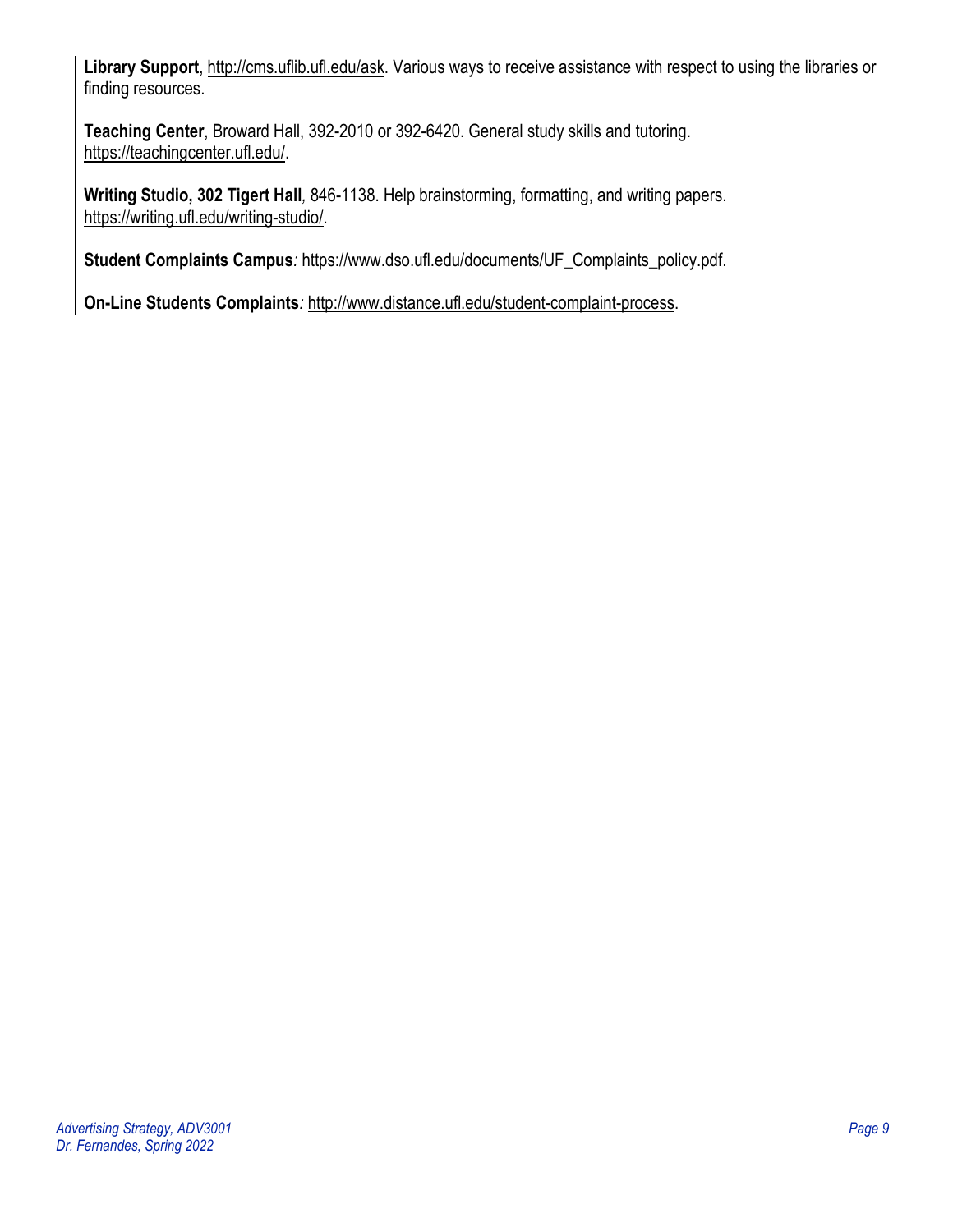**Library Support**, http://cms.uflib.ufl.edu/ask. Various ways to receive assistance with respect to using the libraries or finding resources.

**Teaching Center**, Broward Hall, 392-2010 or 392-6420. General study skills and tutoring. https://teachingcenter.ufl.edu/.

**Writing Studio, 302 Tigert Hall**, 846-1138. Help brainstorming, formatting, and writing papers. https://writing.ufl.edu/writing-studio/.

**Student Complaints Campus***:* https://www.dso.ufl.edu/documents/UF_Complaints_policy.pdf.

**On-Line Students Complaints***:* http://www.distance.ufl.edu/student-complaint-process.